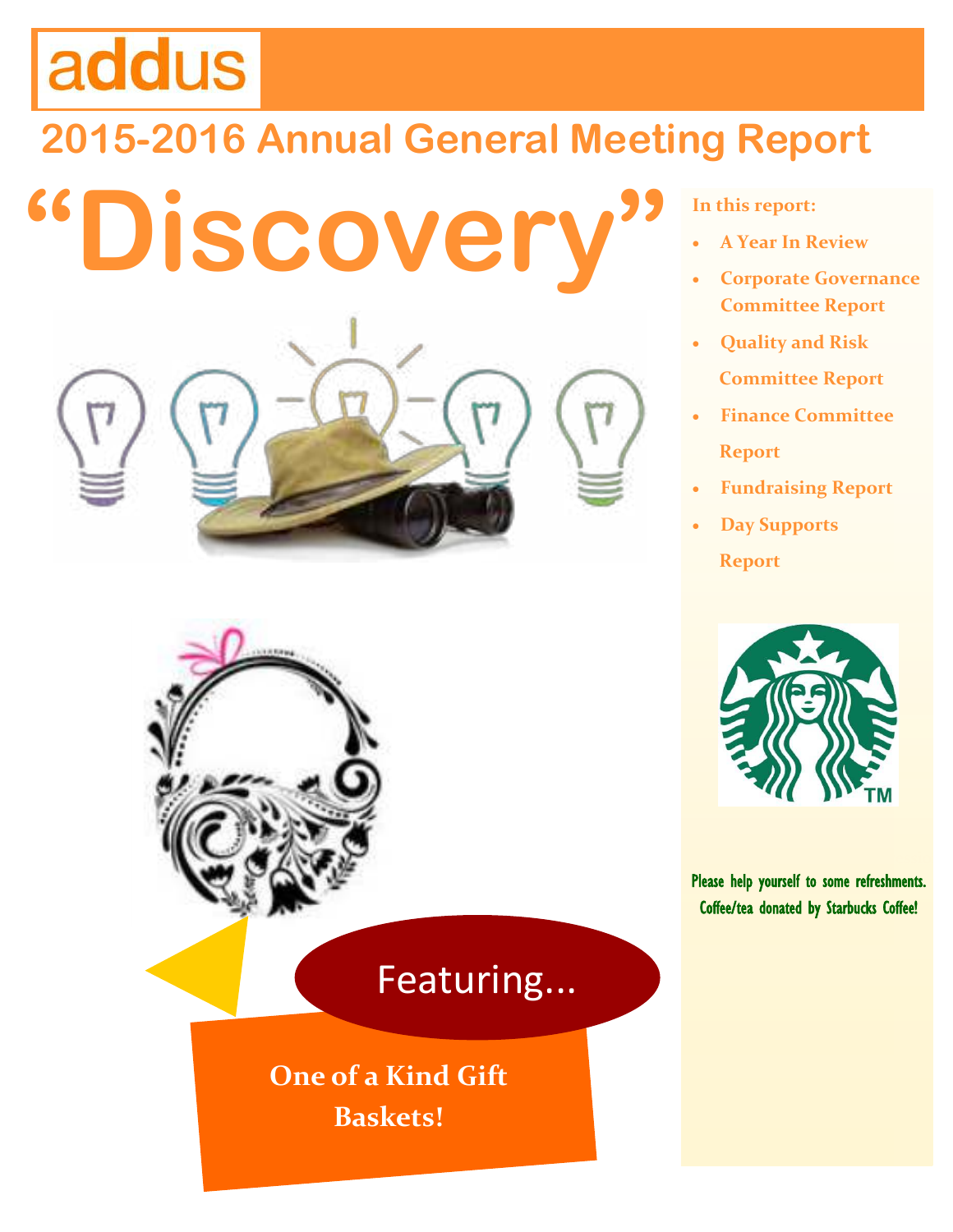addus

# 2015-2016 Annual General Meeting Report

# "Discovery"

**In this report:**

- A Year In Review
- Corporate Governance Committee Report
- Quality and Risk Committee Report
- Finance Committee Report
- Fundraising Report
- Day Supports Report

Please help yourself to some refreshments. Coffee/tea donated by Starbucks Coffee!

Featuring...

**One of a Kind Gift Baskets!**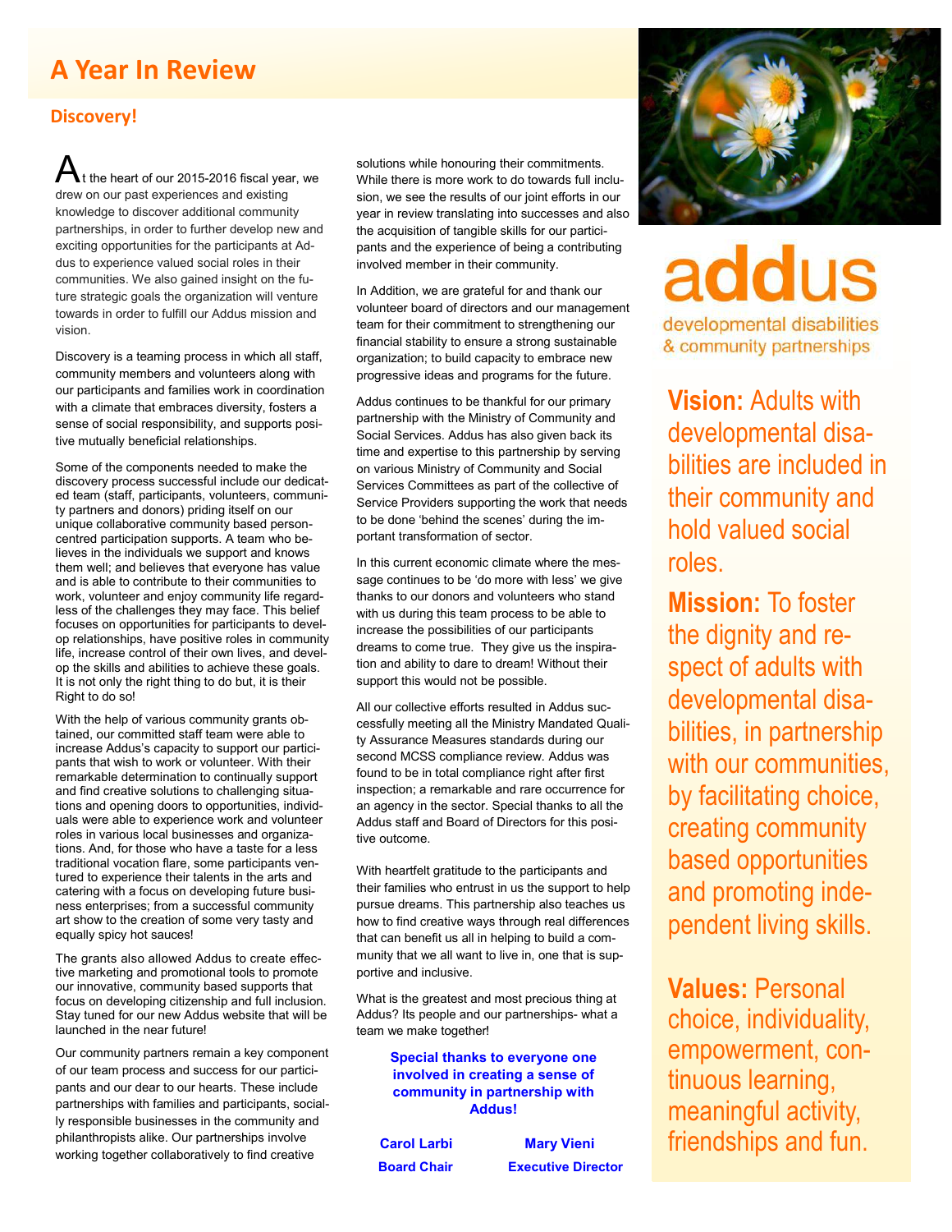# A Year In Review

## Discovery!

At the heart of our 2015-2016 fiscal year, we drew on our past experiences and existing knowledge to discover additional community partnerships, in order to further develop new and exciting opportunities for the participants at Addus to experience valued social roles in their communities. We also gained insight on the future strategic goals the organization will venture towards in order to fulfill our Addus mission and vision.

Discovery is a teaming process in which all staff, community members and volunteers along with our participants and families work in coordination with a climate that embraces diversity, fosters a sense of social responsibility, and supports positive mutually beneficial relationships.

Some of the components needed to make the discovery process successful include our dedicated team (staff, participants, volunteers, community partners and donors) priding itself on our unique collaborative community based person-centred participation supports. A team who believes in the individuals we support and knows them well; and believes that everyone has value and is able to contribute to their communities to work, volunteer and enjoy community life regardless of the challenges they may face. This belief focuses on opportunities for participants to develop relationships, have positive roles in community life, increase control of their own lives, and develop the skills and abilities to achieve these goals. It is not only the right thing to do but, it is their Right to do so!

With the help of various community grants obtained, our committed staff team were able to increase Addus's capacity to support our participants that wish to work or volunteer. With their remarkable determination to continually support and find creative solutions to challenging situations and opening doors to opportunities, individuals were able to experience work and volunteer roles in various local businesses and organizations. And, for those who have a taste for a less traditional vocation flare, some participants ventured to experience their talents in the arts and catering with a focus on developing future business enterprises; from a successful community art show to the creation of some very tasty and equally spicy hot sauces!

The grants also allowed Addus to create effective marketing and promotional tools to promote our innovative, community based supports that focus on developing citizenship and full inclusion. Stay tuned for our new Addus website that will be launched in the near future!

Our community partners remain a key component of our team process and success for our participants and our dear to our hearts. These include partnerships with families and participants, socially responsible businesses in the community and philanthropists alike. Our partnerships involve working together collaboratively to find creative solutions while honouring their commitments. While there is more work to do towards full inclusion, we see the results of our joint efforts in our year in review translating into successes and also the acquisition of tangible skills for our participants and the experience of being a contributing involved member in their community.

In Addition, we are grateful for and thank our volunteer board of directors and our management team for their commitment to strengthening our financial stability to ensure a strong sustainable organization; to build capacity to embrace new progressive ideas and programs for the future.

Addus continues to be thankful for our primary partnership with the Ministry of Community and Social Services. Addus has also given back its time and expertise to this partnership by serving on various Ministry of Community and Social Services Committees as part of the collective of Service Providers supporting the work that needs to be done 'behind the scenes' during the important transformation of sector.

In this current economic climate where the message continues to be 'do more with less' we give thanks to our donors and volunteers who stand with us during this team process to be able to increase the possibilities of our participants dreams to come true. They give us the inspiration and ability to dare to dream! Without their support this would not be possible.

All our collective efforts resulted in Addus successfully meeting all the Ministry Mandated Quality Assurance Measures standards during our second MCSS compliance review. Addus was found to be in total compliance right after first inspection; a remarkable and rare occurrence for an agency in the sector. Special thanks to all the Addus staff and Board of Directors for this positive outcome.

With heartfelt gratitude to the participants and their families who entrust in us the support to help pursue dreams. This partnership also teaches us how to find creative ways through real differences that can benefit us all in helping to build a community that we all want to live in, one that is supportive and inclusive.

What is the greatest and most precious thing at Addus? Its people and our partnerships- what a team we make together!

**Special thanks to everyone one involved in creating a sense of community in partnership with Addus!**

**Carol Larbi**
**Board Chair**

**Mary Vieni**
**Executive Director**

---

**addus**
developmental disabilities & community partnerships

**Vision:** Adults with developmental disabilities are included in their community and hold valued social roles.

**Mission:** To foster the dignity and respect of adults with developmental disabilities, in partnership with our communities, by facilitating choice, creating community based opportunities and promoting independent living skills.

**Values:** Personal choice, individuality, empowerment, continuous learning, meaningful activity, friendships and fun.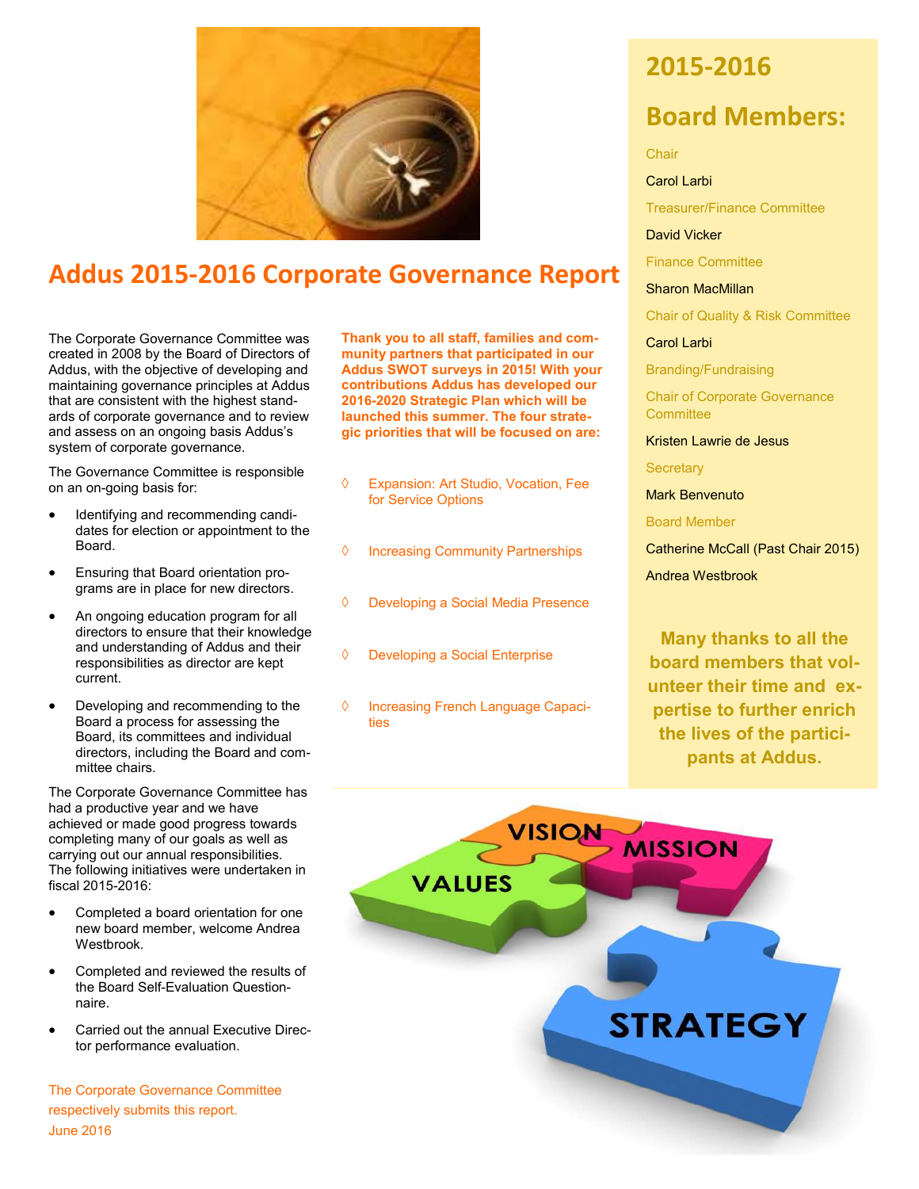# Addus 2015-2016 Corporate Governance Report

The Corporate Governance Committee was created in 2008 by the Board of Directors of Addus, with the objective of developing and maintaining governance principles at Addus that are consistent with the highest standards of corporate governance and to review and assess on an ongoing basis Addus's system of corporate governance.

The Governance Committee is responsible on an on-going basis for:

- Identifying and recommending candidates for election or appointment to the Board.
- Ensuring that Board orientation programs are in place for new directors.
- An ongoing education program for all directors to ensure that their knowledge and understanding of Addus and their responsibilities as director are kept current.
- Developing and recommending to the Board a process for assessing the Board, its committees and individual directors, including the Board and committee chairs.

The Corporate Governance Committee has had a productive year and we have achieved or made good progress towards completing many of our goals as well as carrying out our annual responsibilities. The following initiatives were undertaken in fiscal 2015-2016:

- Completed a board orientation for one new board member, welcome Andrea Westbrook.
- Completed and reviewed the results of the Board Self-Evaluation Questionnaire.
- Carried out the annual Executive Director performance evaluation.

The Corporate Governance Committee respectively submits this report.
June 2016

**Thank you to all staff, families and community partners that participated in our Addus SWOT surveys in 2015! With your contributions Addus has developed our 2016-2020 Strategic Plan which will be launched this summer. The four strategic priorities that will be focused on are:**

- Expansion: Art Studio, Vocation, Fee for Service Options
- Increasing Community Partnerships
- Developing a Social Media Presence
- Developing a Social Enterprise
- Increasing French Language Capacities

## 2015-2016 Board Members:

Chair
Carol Larbi

Treasurer/Finance Committee
David Vicker

Finance Committee
Sharon MacMillan

Chair of Quality & Risk Committee
Carol Larbi

Branding/Fundraising

Chair of Corporate Governance Committee
Kristen Lawrie de Jesus

Secretary
Mark Benvenuto

Board Member
Catherine McCall (Past Chair 2015)
Andrea Westbrook

**Many thanks to all the board members that volunteer their time and expertise to further enrich the lives of the participants at Addus.**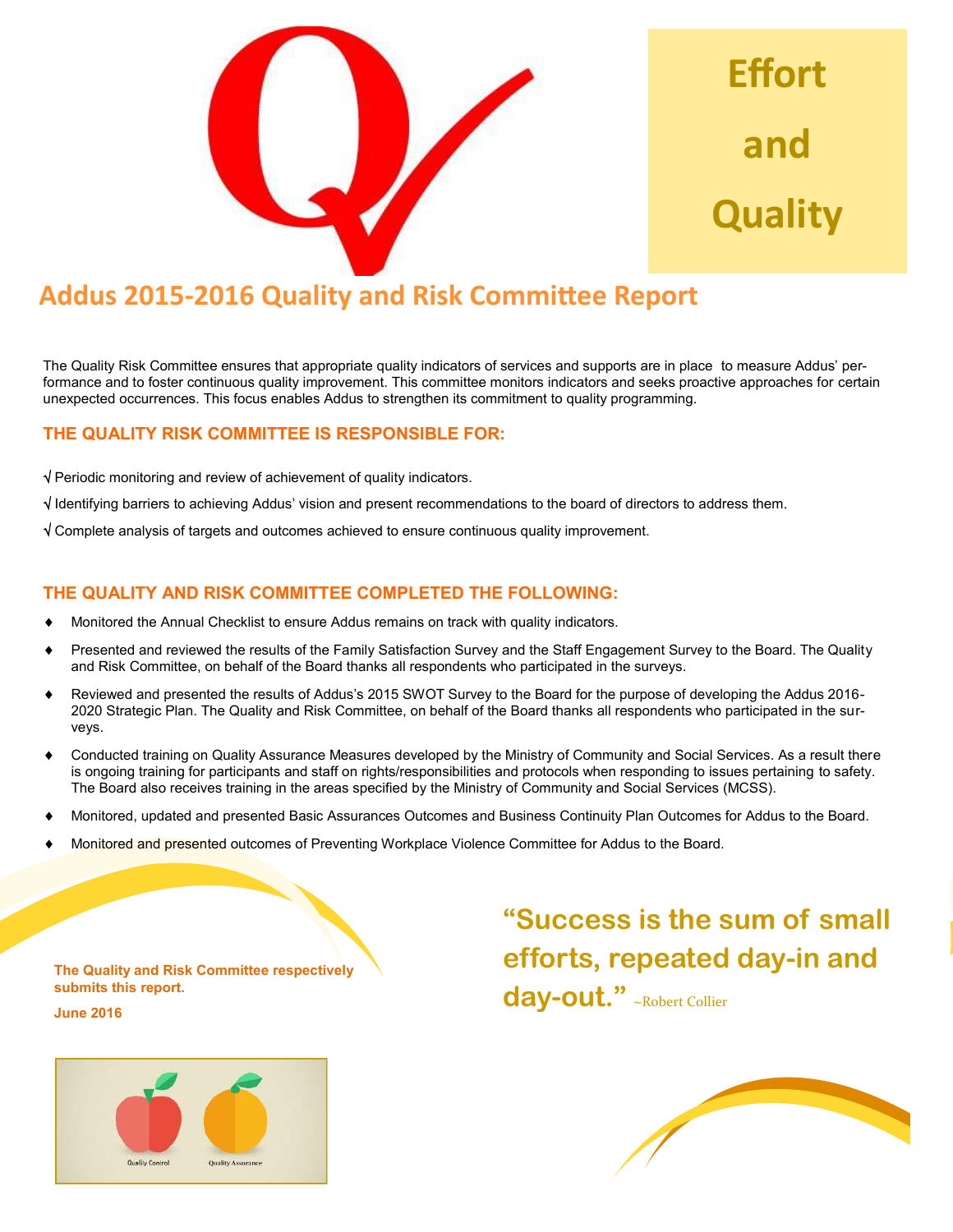**Effort**

**and**

**Quality**

# Addus 2015-2016 Quality and Risk Committee Report

The Quality Risk Committee ensures that appropriate quality indicators of services and supports are in place to measure Addus' performance and to foster continuous quality improvement. This committee monitors indicators and seeks proactive approaches for certain unexpected occurrences. This focus enables Addus to strengthen its commitment to quality programming.

## THE QUALITY RISK COMMITTEE IS RESPONSIBLE FOR:

√ Periodic monitoring and review of achievement of quality indicators.

√ Identifying barriers to achieving Addus' vision and present recommendations to the board of directors to address them.

√ Complete analysis of targets and outcomes achieved to ensure continuous quality improvement.

## THE QUALITY AND RISK COMMITTEE COMPLETED THE FOLLOWING:

- Monitored the Annual Checklist to ensure Addus remains on track with quality indicators.
- Presented and reviewed the results of the Family Satisfaction Survey and the Staff Engagement Survey to the Board. The Quality and Risk Committee, on behalf of the Board thanks all respondents who participated in the surveys.
- Reviewed and presented the results of Addus's 2015 SWOT Survey to the Board for the purpose of developing the Addus 2016-2020 Strategic Plan. The Quality and Risk Committee, on behalf of the Board thanks all respondents who participated in the surveys.
- Conducted training on Quality Assurance Measures developed by the Ministry of Community and Social Services. As a result there is ongoing training for participants and staff on rights/responsibilities and protocols when responding to issues pertaining to safety. The Board also receives training in the areas specified by the Ministry of Community and Social Services (MCSS).
- Monitored, updated and presented Basic Assurances Outcomes and Business Continuity Plan Outcomes for Addus to the Board.
- Monitored and presented outcomes of Preventing Workplace Violence Committee for Addus to the Board.

**The Quality and Risk Committee respectively submits this report.**

**June 2016**

**"Success is the sum of small efforts, repeated day-in and day-out."** ~Robert Collier

Quality Control

Quality Assurance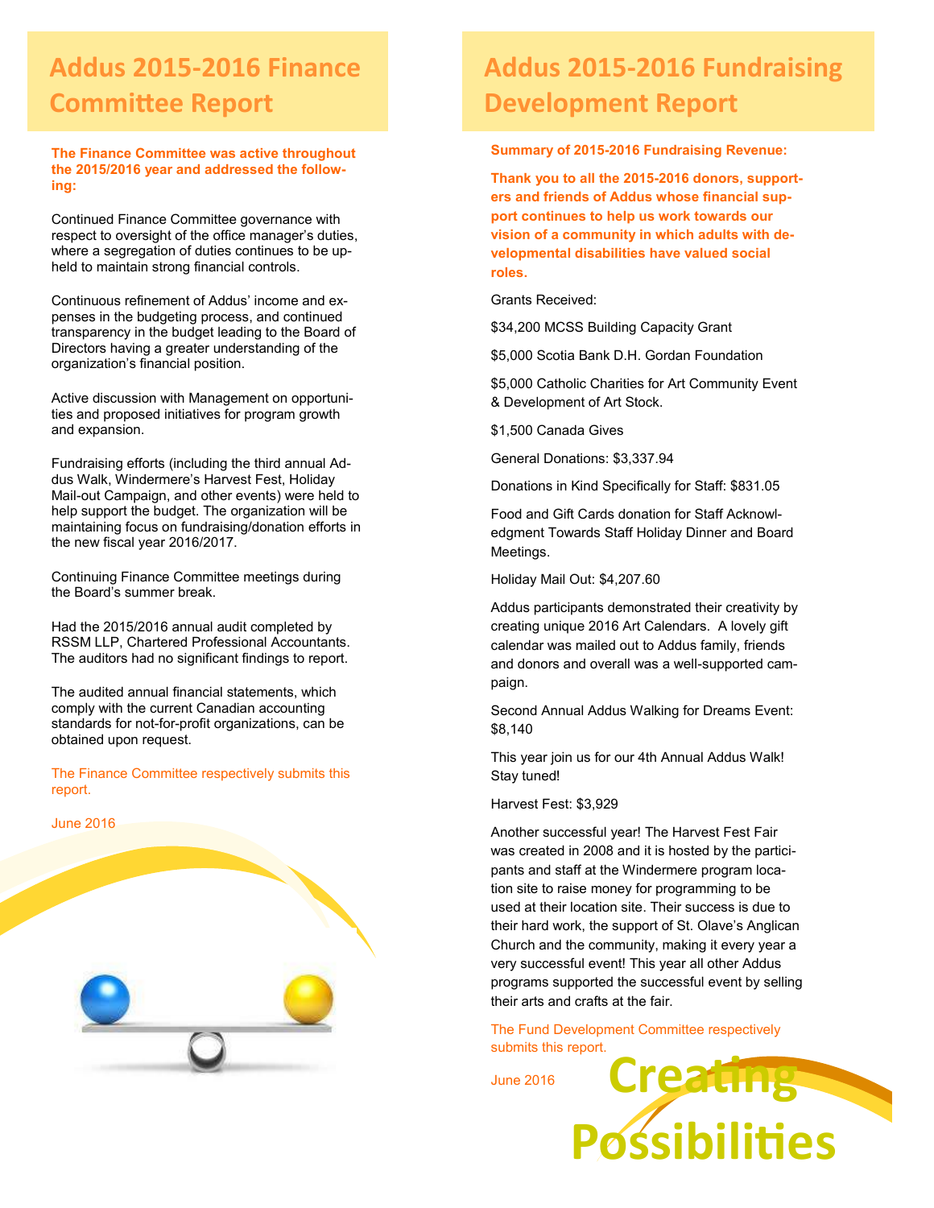# Addus 2015-2016 Finance Committee Report

**The Finance Committee was active throughout the 2015/2016 year and addressed the following:**

Continued Finance Committee governance with respect to oversight of the office manager's duties, where a segregation of duties continues to be upheld to maintain strong financial controls.

Continuous refinement of Addus' income and expenses in the budgeting process, and continued transparency in the budget leading to the Board of Directors having a greater understanding of the organization's financial position.

Active discussion with Management on opportunities and proposed initiatives for program growth and expansion.

Fundraising efforts (including the third annual Addus Walk, Windermere's Harvest Fest, Holiday Mail-out Campaign, and other events) were held to help support the budget. The organization will be maintaining focus on fundraising/donation efforts in the new fiscal year 2016/2017.

Continuing Finance Committee meetings during the Board's summer break.

Had the 2015/2016 annual audit completed by RSSM LLP, Chartered Professional Accountants. The auditors had no significant findings to report.

The audited annual financial statements, which comply with the current Canadian accounting standards for not-for-profit organizations, can be obtained upon request.

The Finance Committee respectively submits this report.

June 2016

# Addus 2015-2016 Fundraising Development Report

**Summary of 2015-2016 Fundraising Revenue:**

**Thank you to all the 2015-2016 donors, supporters and friends of Addus whose financial support continues to help us work towards our vision of a community in which adults with developmental disabilities have valued social roles.**

Grants Received:

$34,200 MCSS Building Capacity Grant

$5,000 Scotia Bank D.H. Gordan Foundation

$5,000 Catholic Charities for Art Community Event & Development of Art Stock.

$1,500 Canada Gives

General Donations: $3,337.94

Donations in Kind Specifically for Staff: $831.05

Food and Gift Cards donation for Staff Acknowledgment Towards Staff Holiday Dinner and Board Meetings.

Holiday Mail Out: $4,207.60

Addus participants demonstrated their creativity by creating unique 2016 Art Calendars. A lovely gift calendar was mailed out to Addus family, friends and donors and overall was a well-supported campaign.

Second Annual Addus Walking for Dreams Event: $8,140

This year join us for our 4th Annual Addus Walk! Stay tuned!

Harvest Fest: $3,929

Another successful year! The Harvest Fest Fair was created in 2008 and it is hosted by the participants and staff at the Windermere program location site to raise money for programming to be used at their location site. Their success is due to their hard work, the support of St. Olave's Anglican Church and the community, making it every year a very successful event! This year all other Addus programs supported the successful event by selling their arts and crafts at the fair.

The Fund Development Committee respectively submits this report.

June 2016

Creating Possibilities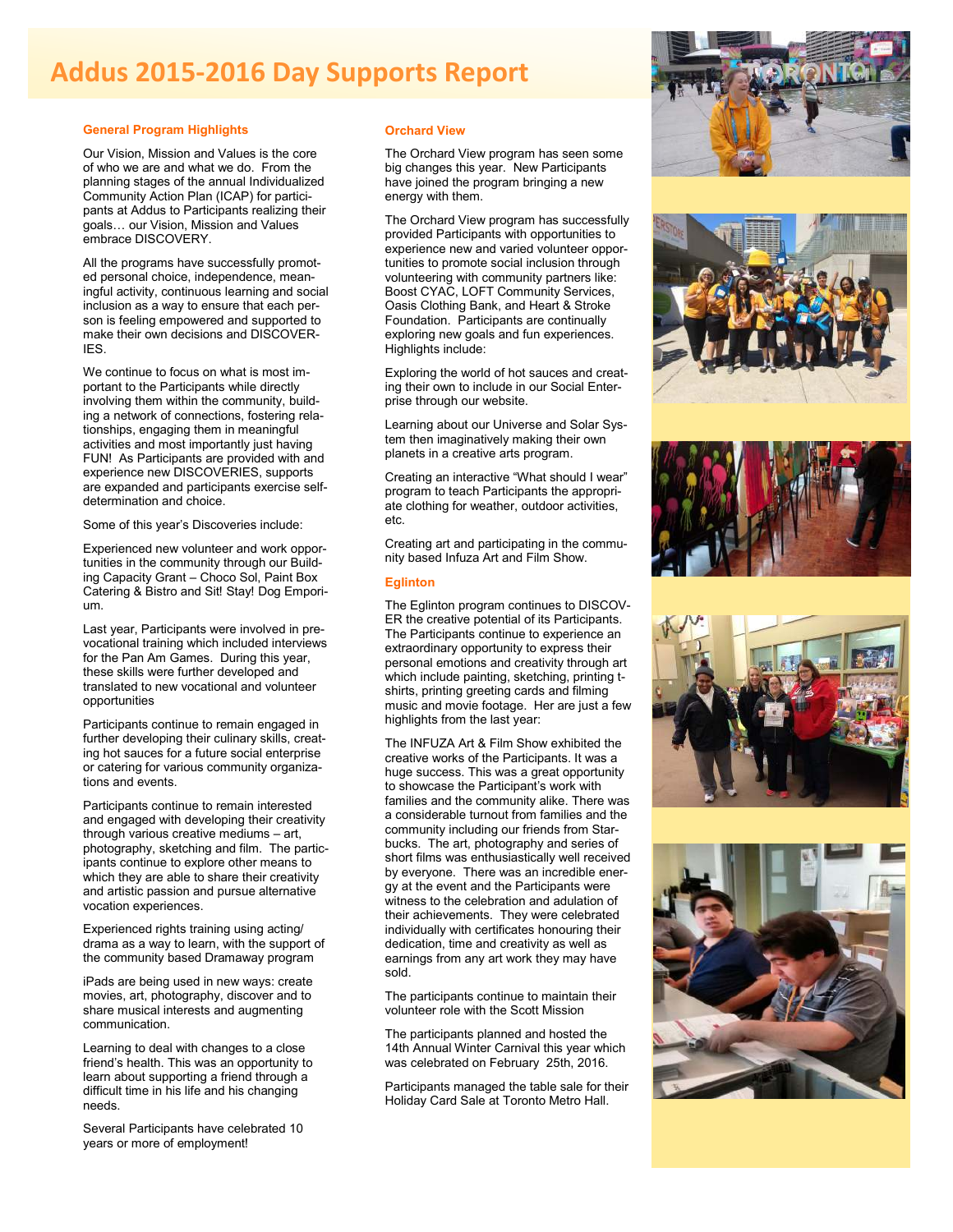# Addus 2015-2016 Day Supports Report

### General Program Highlights

Our Vision, Mission and Values is the core of who we are and what we do. From the planning stages of the annual Individualized Community Action Plan (ICAP) for participants at Addus to Participants realizing their goals… our Vision, Mission and Values embrace DISCOVERY.

All the programs have successfully promoted personal choice, independence, meaningful activity, continuous learning and social inclusion as a way to ensure that each person is feeling empowered and supported to make their own decisions and DISCOVERIES.

We continue to focus on what is most important to the Participants while directly involving them within the community, building a network of connections, fostering relationships, engaging them in meaningful activities and most importantly just having FUN! As Participants are provided with and experience new DISCOVERIES, supports are expanded and participants exercise self-determination and choice.

Some of this year's Discoveries include:

Experienced new volunteer and work opportunities in the community through our Building Capacity Grant – Choco Sol, Paint Box Catering & Bistro and Sit! Stay! Dog Emporium.

Last year, Participants were involved in pre-vocational training which included interviews for the Pan Am Games. During this year, these skills were further developed and translated to new vocational and volunteer opportunities

Participants continue to remain engaged in further developing their culinary skills, creating hot sauces for a future social enterprise or catering for various community organizations and events.

Participants continue to remain interested and engaged with developing their creativity through various creative mediums – art, photography, sketching and film. The participants continue to explore other means to which they are able to share their creativity and artistic passion and pursue alternative vocation experiences.

Experienced rights training using acting/drama as a way to learn, with the support of the community based Dramaway program

iPads are being used in new ways: create movies, art, photography, discover and to share musical interests and augmenting communication.

Learning to deal with changes to a close friend's health. This was an opportunity to learn about supporting a friend through a difficult time in his life and his changing needs.

Several Participants have celebrated 10 years or more of employment!

### Orchard View

The Orchard View program has seen some big changes this year. New Participants have joined the program bringing a new energy with them.

The Orchard View program has successfully provided Participants with opportunities to experience new and varied volunteer opportunities to promote social inclusion through volunteering with community partners like: Boost CYAC, LOFT Community Services, Oasis Clothing Bank, and Heart & Stroke Foundation. Participants are continually exploring new goals and fun experiences. Highlights include:

Exploring the world of hot sauces and creating their own to include in our Social Enterprise through our website.

Learning about our Universe and Solar System then imaginatively making their own planets in a creative arts program.

Creating an interactive "What should I wear" program to teach Participants the appropriate clothing for weather, outdoor activities, etc.

Creating art and participating in the community based Infuza Art and Film Show.

### Eglinton

The Eglinton program continues to DISCOVER the creative potential of its Participants. The Participants continue to experience an extraordinary opportunity to express their personal emotions and creativity through art which include painting, sketching, printing t-shirts, printing greeting cards and filming music and movie footage. Her are just a few highlights from the last year:

The INFUZA Art & Film Show exhibited the creative works of the Participants. It was a huge success. This was a great opportunity to showcase the Participant's work with families and the community alike. There was a considerable turnout from families and the community including our friends from Starbucks. The art, photography and series of short films was enthusiastically well received by everyone. There was an incredible energy at the event and the Participants were witness to the celebration and adulation of their achievements. They were celebrated individually with certificates honouring their dedication, time and creativity as well as earnings from any art work they may have sold.

The participants continue to maintain their volunteer role with the Scott Mission

The participants planned and hosted the 14th Annual Winter Carnival this year which was celebrated on February 25th, 2016.

Participants managed the table sale for their Holiday Card Sale at Toronto Metro Hall.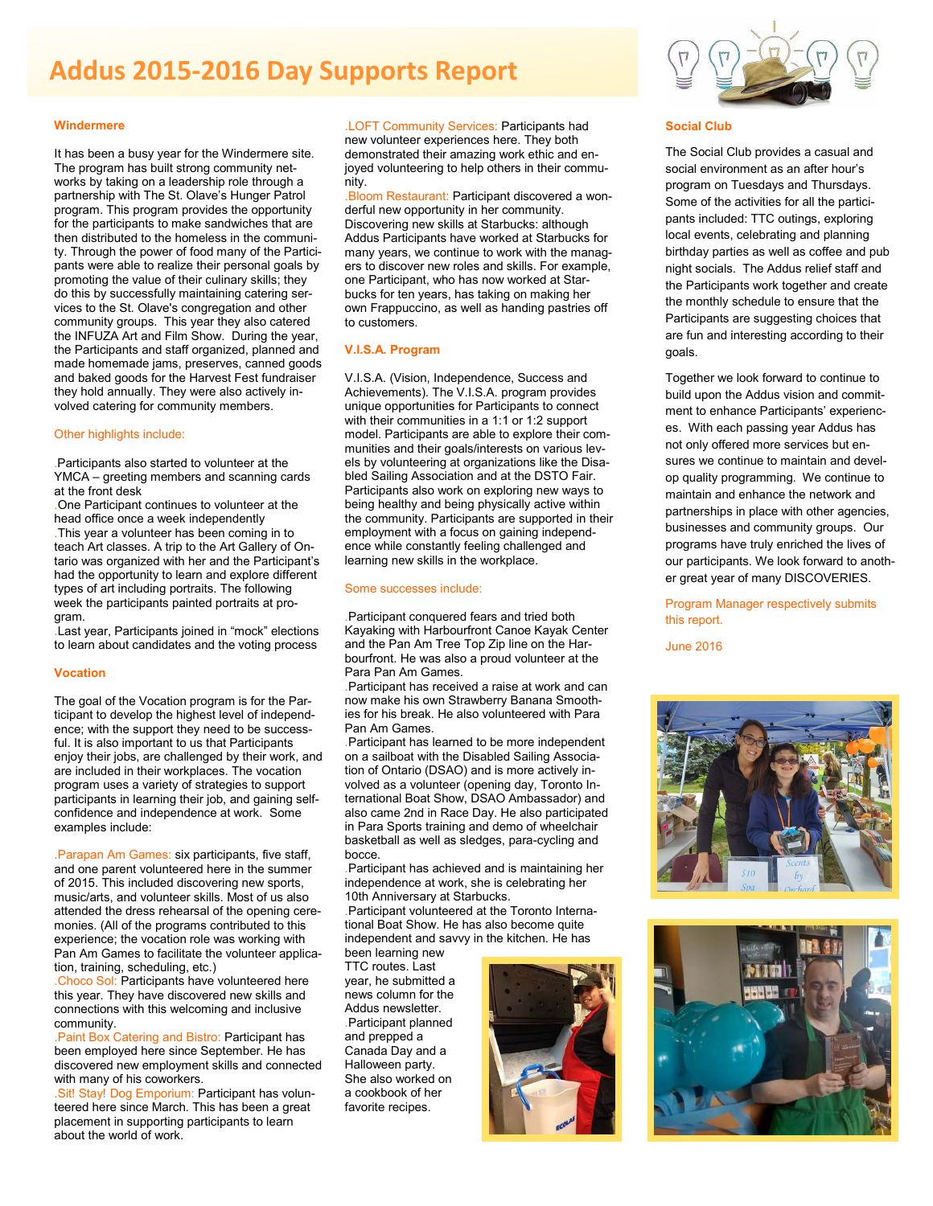# Addus 2015-2016 Day Supports Report

### Windermere

It has been a busy year for the Windermere site. The program has built strong community networks by taking on a leadership role through a partnership with The St. Olave's Hunger Patrol program. This program provides the opportunity for the participants to make sandwiches that are then distributed to the homeless in the community. Through the power of food many of the Participants were able to realize their personal goals by promoting the value of their culinary skills; they do this by successfully maintaining catering services to the St. Olave's congregation and other community groups. This year they also catered the INFUZA Art and Film Show. During the year, the Participants and staff organized, planned and made homemade jams, preserves, canned goods and baked goods for the Harvest Fest fundraiser they hold annually. They were also actively involved catering for community members.

Other highlights include:

- Participants also started to volunteer at the YMCA – greeting members and scanning cards at the front desk
- One Participant continues to volunteer at the head office once a week independently
- This year a volunteer has been coming in to teach Art classes. A trip to the Art Gallery of Ontario was organized with her and the Participant's had the opportunity to learn and explore different types of art including portraits. The following week the participants painted portraits at program.
- Last year, Participants joined in "mock" elections to learn about candidates and the voting process

### Vocation

The goal of the Vocation program is for the Participant to develop the highest level of independence; with the support they need to be successful. It is also important to us that Participants enjoy their jobs, are challenged by their work, and are included in their workplaces. The vocation program uses a variety of strategies to support participants in learning their job, and gaining self-confidence and independence at work. Some examples include:

- Parapan Am Games: six participants, five staff, and one parent volunteered here in the summer of 2015. This included discovering new sports, music/arts, and volunteer skills. Most of us also attended the dress rehearsal of the opening ceremonies. (All of the programs contributed to this experience; the vocation role was working with Pan Am Games to facilitate the volunteer application, training, scheduling, etc.)
- Choco Sol: Participants have volunteered here this year. They have discovered new skills and connections with this welcoming and inclusive community.
- Paint Box Catering and Bistro: Participant has been employed here since September. He has discovered new employment skills and connected with many of his coworkers.
- Sit! Stay! Dog Emporium: Participant has volunteered here since March. This has been a great placement in supporting participants to learn about the world of work.
- LOFT Community Services: Participants had new volunteer experiences here. They both demonstrated their amazing work ethic and enjoyed volunteering to help others in their community.
- Bloom Restaurant: Participant discovered a wonderful new opportunity in her community.

Discovering new skills at Starbucks: although Addus Participants have worked at Starbucks for many years, we continue to work with the managers to discover new roles and skills. For example, one Participant, who has now worked at Starbucks for ten years, has taking on making her own Frappuccino, as well as handing pastries off to customers.

### V.I.S.A. Program

V.I.S.A. (Vision, Independence, Success and Achievements). The V.I.S.A. program provides unique opportunities for Participants to connect with their communities in a 1:1 or 1:2 support model. Participants are able to explore their communities and their goals/interests on various levels by volunteering at organizations like the Disabled Sailing Association and at the DSTO Fair. Participants also work on exploring new ways to being healthy and being physically active within the community. Participants are supported in their employment with a focus on gaining independence while constantly feeling challenged and learning new skills in the workplace.

Some successes include:

- Participant conquered fears and tried both Kayaking with Harbourfront Canoe Kayak Center and the Pan Am Tree Top Zip line on the Harbourfront. He was also a proud volunteer at the Para Pan Am Games.
- Participant has received a raise at work and can now make his own Strawberry Banana Smoothies for his break. He also volunteered with Para Pan Am Games.
- Participant has learned to be more independent on a sailboat with the Disabled Sailing Association of Ontario (DSAO) and is more actively involved as a volunteer (opening day, Toronto International Boat Show, DSAO Ambassador) and also came 2nd in Race Day. He also participated in Para Sports training and demo of wheelchair basketball as well as sledges, para-cycling and bocce.
- Participant has achieved and is maintaining her independence at work, she is celebrating her 10th Anniversary at Starbucks.
- Participant volunteered at the Toronto International Boat Show. He has also become quite independent and savvy in the kitchen. He has been learning new TTC routes. Last year, he submitted a news column for the Addus newsletter.
- Participant planned and prepped a Canada Day and a Halloween party. She also worked on a cookbook of her favorite recipes.

### Social Club

The Social Club provides a casual and social environment as an after hour's program on Tuesdays and Thursdays. Some of the activities for all the participants included: TTC outings, exploring local events, celebrating and planning birthday parties as well as coffee and pub night socials. The Addus relief staff and the Participants work together and create the monthly schedule to ensure that the Participants are suggesting choices that are fun and interesting according to their goals.

Together we look forward to continue to build upon the Addus vision and commitment to enhance Participants' experiences. With each passing year Addus has not only offered more services but ensures we continue to maintain and develop quality programming. We continue to maintain and enhance the network and partnerships in place with other agencies, businesses and community groups. Our programs have truly enriched the lives of our participants. We look forward to another great year of many DISCOVERIES.

Program Manager respectively submits this report.

June 2016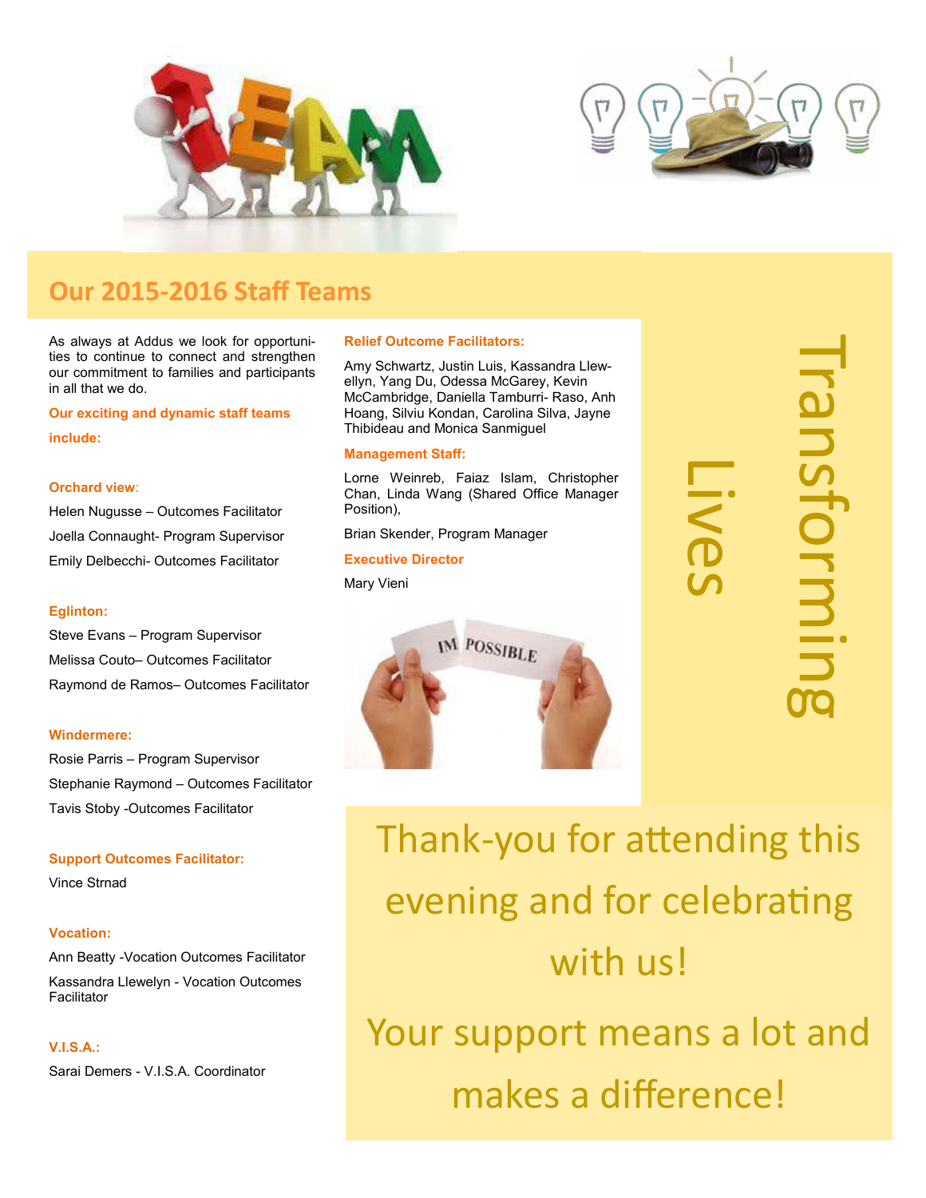## Our 2015-2016 Staff Teams

As always at Addus we look for opportunities to continue to connect and strengthen our commitment to families and participants in all that we do.

**Our exciting and dynamic staff teams include:**

**Orchard view:**

Helen Nugusse – Outcomes Facilitator

Joella Connaught- Program Supervisor

Emily Delbecchi- Outcomes Facilitator

**Eglinton:**

Steve Evans – Program Supervisor

Melissa Couto– Outcomes Facilitator

Raymond de Ramos– Outcomes Facilitator

**Windermere:**

Rosie Parris – Program Supervisor

Stephanie Raymond – Outcomes Facilitator

Tavis Stoby -Outcomes Facilitator

**Support Outcomes Facilitator:**

Vince Strnad

**Vocation:**

Ann Beatty -Vocation Outcomes Facilitator

Kassandra Llewelyn - Vocation Outcomes Facilitator

**V.I.S.A.:**

Sarai Demers - V.I.S.A. Coordinator

**Relief Outcome Facilitators:**

Amy Schwartz, Justin Luis, Kassandra Llewellyn, Yang Du, Odessa McGarey, Kevin McCambridge, Daniella Tamburri- Raso, Anh Hoang, Silviu Kondan, Carolina Silva, Jayne Thibideau and Monica Sanmiguel

**Management Staff:**

Lorne Weinreb, Faiaz Islam, Christopher Chan, Linda Wang (Shared Office Manager Position),

Brian Skender, Program Manager

**Executive Director**

Mary Vieni

Transforming Lives

Thank-you for attending this evening and for celebrating with us!

Your support means a lot and makes a difference!